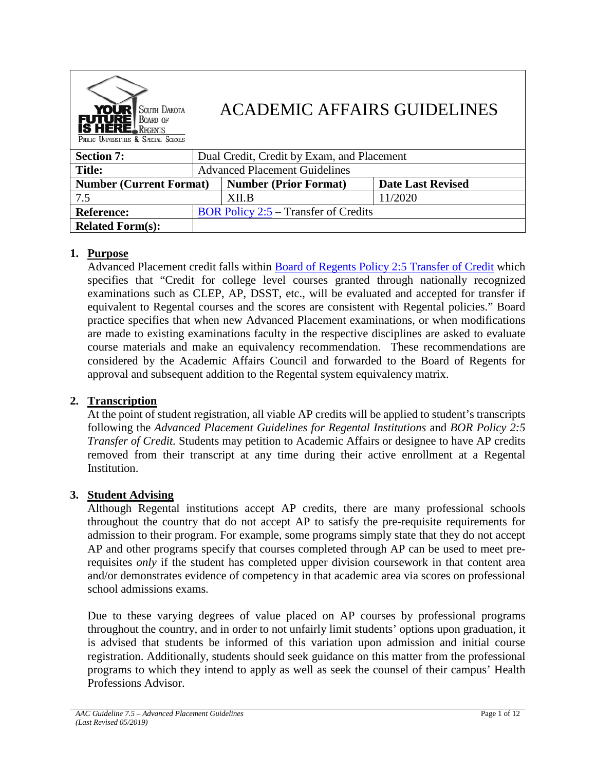# ACADEMIC AFFAIRS GUIDELINES

| **Section 7:** | Dual Credit, Credit by Exam, and Placement | |
|---|---|---|
| **Title:** | Advanced Placement Guidelines | |
| **Number (Current Format)** | **Number (Prior Format)** | **Date Last Revised** |
| 7.5 | XII.B | 11/2020 |
| **Reference:** | BOR Policy 2:5 – Transfer of Credits | |
| **Related Form(s):** | | |

1. **Purpose**

   Advanced Placement credit falls within Board of Regents Policy 2:5 Transfer of Credit which specifies that "Credit for college level courses granted through nationally recognized examinations such as CLEP, AP, DSST, etc., will be evaluated and accepted for transfer if equivalent to Regental courses and the scores are consistent with Regental policies." Board practice specifies that when new Advanced Placement examinations, or when modifications are made to existing examinations faculty in the respective disciplines are asked to evaluate course materials and make an equivalency recommendation. These recommendations are considered by the Academic Affairs Council and forwarded to the Board of Regents for approval and subsequent addition to the Regental system equivalency matrix.

2. **Transcription**

   At the point of student registration, all viable AP credits will be applied to student's transcripts following the *Advanced Placement Guidelines for Regental Institutions* and *BOR Policy 2:5 Transfer of Credit.* Students may petition to Academic Affairs or designee to have AP credits removed from their transcript at any time during their active enrollment at a Regental Institution.

3. **Student Advising**

   Although Regental institutions accept AP credits, there are many professional schools throughout the country that do not accept AP to satisfy the pre-requisite requirements for admission to their program. For example, some programs simply state that they do not accept AP and other programs specify that courses completed through AP can be used to meet pre-requisites *only* if the student has completed upper division coursework in that content area and/or demonstrates evidence of competency in that academic area via scores on professional school admissions exams.

   Due to these varying degrees of value placed on AP courses by professional programs throughout the country, and in order to not unfairly limit students' options upon graduation, it is advised that students be informed of this variation upon admission and initial course registration. Additionally, students should seek guidance on this matter from the professional programs to which they intend to apply as well as seek the counsel of their campus' Health Professions Advisor.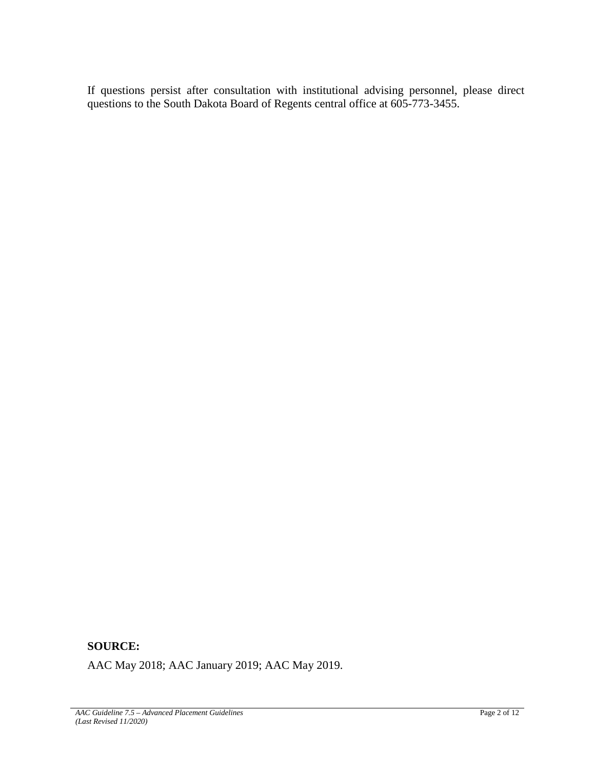If questions persist after consultation with institutional advising personnel, please direct questions to the South Dakota Board of Regents central office at 605-773-3455.

**SOURCE:**

AAC May 2018; AAC January 2019; AAC May 2019.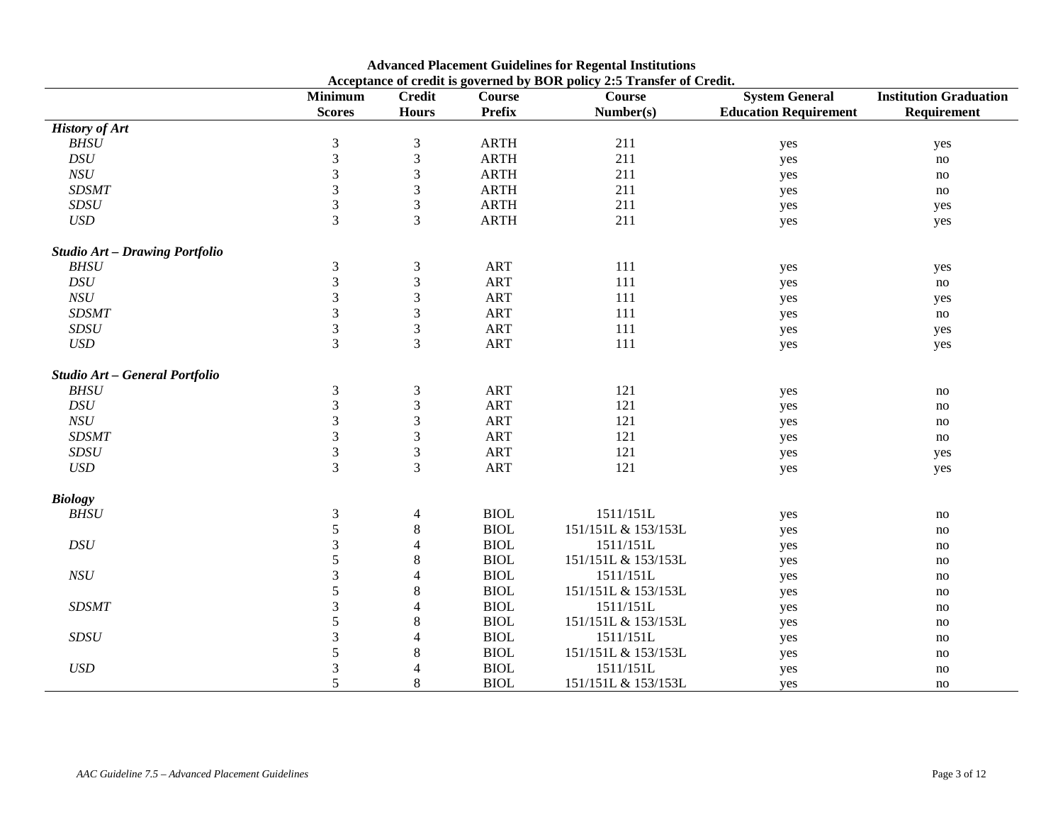**Advanced Placement Guidelines for Regental Institutions**
**Acceptance of credit is governed by BOR policy 2:5 Transfer of Credit.**

| | Minimum Scores | Credit Hours | Course Prefix | Course Number(s) | System General Education Requirement | Institution Graduation Requirement |
|---|---|---|---|---|---|---|
| ***History of Art*** | | | | | | |
| *BHSU* | 3 | 3 | ARTH | 211 | yes | yes |
| *DSU* | 3 | 3 | ARTH | 211 | yes | no |
| *NSU* | 3 | 3 | ARTH | 211 | yes | no |
| *SDSMT* | 3 | 3 | ARTH | 211 | yes | no |
| *SDSU* | 3 | 3 | ARTH | 211 | yes | yes |
| *USD* | 3 | 3 | ARTH | 211 | yes | yes |
| ***Studio Art – Drawing Portfolio*** | | | | | | |
| *BHSU* | 3 | 3 | ART | 111 | yes | yes |
| *DSU* | 3 | 3 | ART | 111 | yes | no |
| *NSU* | 3 | 3 | ART | 111 | yes | yes |
| *SDSMT* | 3 | 3 | ART | 111 | yes | no |
| *SDSU* | 3 | 3 | ART | 111 | yes | yes |
| *USD* | 3 | 3 | ART | 111 | yes | yes |
| ***Studio Art – General Portfolio*** | | | | | | |
| *BHSU* | 3 | 3 | ART | 121 | yes | no |
| *DSU* | 3 | 3 | ART | 121 | yes | no |
| *NSU* | 3 | 3 | ART | 121 | yes | no |
| *SDSMT* | 3 | 3 | ART | 121 | yes | no |
| *SDSU* | 3 | 3 | ART | 121 | yes | yes |
| *USD* | 3 | 3 | ART | 121 | yes | yes |
| ***Biology*** | | | | | | |
| *BHSU* | 3 | 4 | BIOL | 1511/151L | yes | no |
| | 5 | 8 | BIOL | 151/151L & 153/153L | yes | no |
| *DSU* | 3 | 4 | BIOL | 1511/151L | yes | no |
| | 5 | 8 | BIOL | 151/151L & 153/153L | yes | no |
| *NSU* | 3 | 4 | BIOL | 1511/151L | yes | no |
| | 5 | 8 | BIOL | 151/151L & 153/153L | yes | no |
| *SDSMT* | 3 | 4 | BIOL | 1511/151L | yes | no |
| | 5 | 8 | BIOL | 151/151L & 153/153L | yes | no |
| *SDSU* | 3 | 4 | BIOL | 1511/151L | yes | no |
| | 5 | 8 | BIOL | 151/151L & 153/153L | yes | no |
| *USD* | 3 | 4 | BIOL | 1511/151L | yes | no |
| | 5 | 8 | BIOL | 151/151L & 153/153L | yes | no |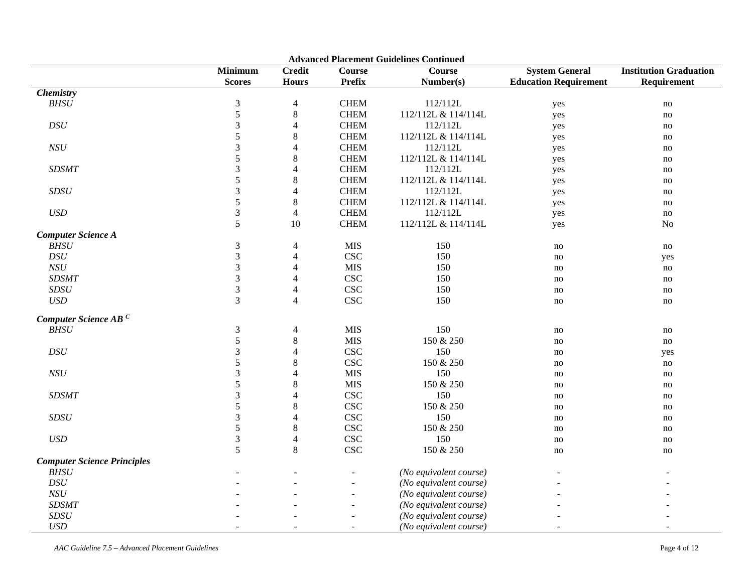**Advanced Placement Guidelines Continued**

| | Minimum Scores | Credit Hours | Course Prefix | Course Number(s) | System General Education Requirement | Institution Graduation Requirement |
|---|---|---|---|---|---|---|
| ***Chemistry*** | | | | | | |
| *BHSU* | 3 | 4 | CHEM | 112/112L | yes | no |
| | 5 | 8 | CHEM | 112/112L & 114/114L | yes | no |
| *DSU* | 3 | 4 | CHEM | 112/112L | yes | no |
| | 5 | 8 | CHEM | 112/112L & 114/114L | yes | no |
| *NSU* | 3 | 4 | CHEM | 112/112L | yes | no |
| | 5 | 8 | CHEM | 112/112L & 114/114L | yes | no |
| *SDSMT* | 3 | 4 | CHEM | 112/112L | yes | no |
| | 5 | 8 | CHEM | 112/112L & 114/114L | yes | no |
| *SDSU* | 3 | 4 | CHEM | 112/112L | yes | no |
| | 5 | 8 | CHEM | 112/112L & 114/114L | yes | no |
| *USD* | 3 | 4 | CHEM | 112/112L | yes | no |
| | 5 | 10 | CHEM | 112/112L & 114/114L | yes | No |
| ***Computer Science A*** | | | | | | |
| *BHSU* | 3 | 4 | MIS | 150 | no | no |
| *DSU* | 3 | 4 | CSC | 150 | no | yes |
| *NSU* | 3 | 4 | MIS | 150 | no | no |
| *SDSMT* | 3 | 4 | CSC | 150 | no | no |
| *SDSU* | 3 | 4 | CSC | 150 | no | no |
| *USD* | 3 | 4 | CSC | 150 | no | no |
| ***Computer Science AB [C]*** | | | | | | |
| *BHSU* | 3 | 4 | MIS | 150 | no | no |
| | 5 | 8 | MIS | 150 & 250 | no | no |
| *DSU* | 3 | 4 | CSC | 150 | no | yes |
| | 5 | 8 | CSC | 150 & 250 | no | no |
| *NSU* | 3 | 4 | MIS | 150 | no | no |
| | 5 | 8 | MIS | 150 & 250 | no | no |
| *SDSMT* | 3 | 4 | CSC | 150 | no | no |
| | 5 | 8 | CSC | 150 & 250 | no | no |
| *SDSU* | 3 | 4 | CSC | 150 | no | no |
| | 5 | 8 | CSC | 150 & 250 | no | no |
| *USD* | 3 | 4 | CSC | 150 | no | no |
| | 5 | 8 | CSC | 150 & 250 | no | no |
| ***Computer Science Principles*** | | | | | | |
| *BHSU* | - | - | - | *(No equivalent course)* | - | - |
| *DSU* | - | - | - | *(No equivalent course)* | - | - |
| *NSU* | - | - | - | *(No equivalent course)* | - | - |
| *SDSMT* | - | - | - | *(No equivalent course)* | - | - |
| *SDSU* | - | - | - | *(No equivalent course)* | - | - |
| *USD* | - | - | - | *(No equivalent course)* | - | - |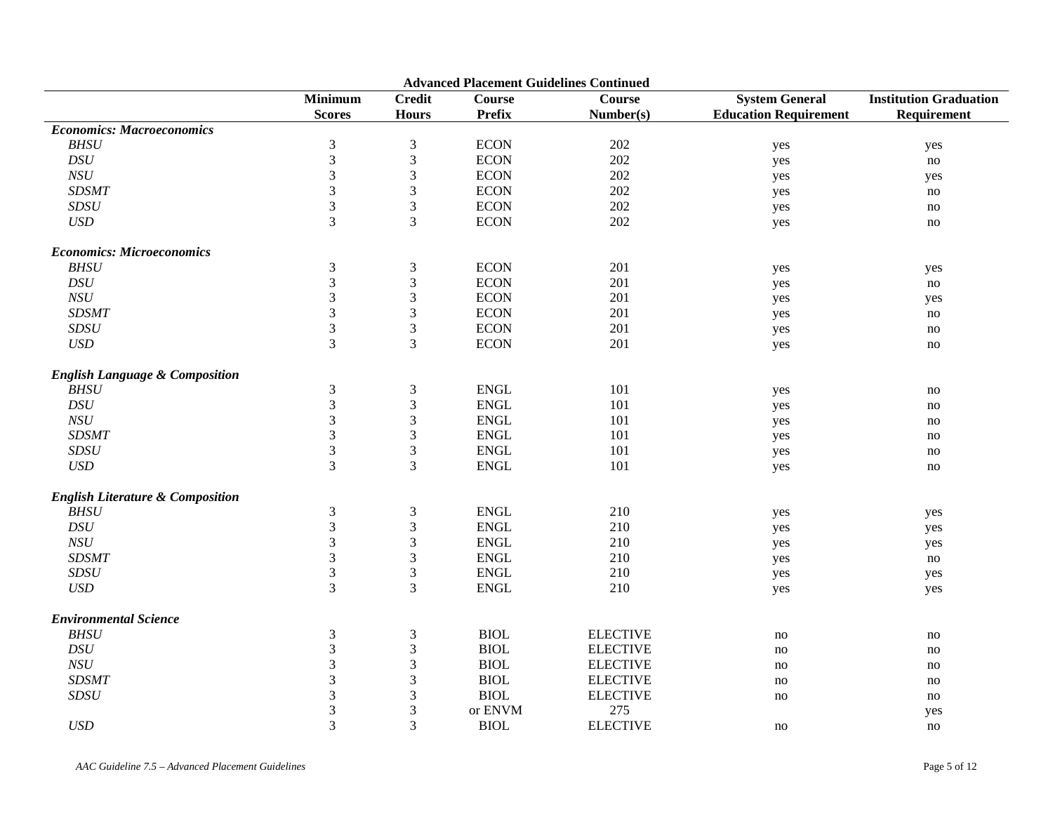**Advanced Placement Guidelines Continued**

| | Minimum Scores | Credit Hours | Course Prefix | Course Number(s) | System General Education Requirement | Institution Graduation Requirement |
|---|---|---|---|---|---|---|
| ***Economics: Macroeconomics*** | | | | | | |
| *BHSU* | 3 | 3 | ECON | 202 | yes | yes |
| *DSU* | 3 | 3 | ECON | 202 | yes | no |
| *NSU* | 3 | 3 | ECON | 202 | yes | yes |
| *SDSMT* | 3 | 3 | ECON | 202 | yes | no |
| *SDSU* | 3 | 3 | ECON | 202 | yes | no |
| *USD* | 3 | 3 | ECON | 202 | yes | no |
| ***Economics: Microeconomics*** | | | | | | |
| *BHSU* | 3 | 3 | ECON | 201 | yes | yes |
| *DSU* | 3 | 3 | ECON | 201 | yes | no |
| *NSU* | 3 | 3 | ECON | 201 | yes | yes |
| *SDSMT* | 3 | 3 | ECON | 201 | yes | no |
| *SDSU* | 3 | 3 | ECON | 201 | yes | no |
| *USD* | 3 | 3 | ECON | 201 | yes | no |
| ***English Language & Composition*** | | | | | | |
| *BHSU* | 3 | 3 | ENGL | 101 | yes | no |
| *DSU* | 3 | 3 | ENGL | 101 | yes | no |
| *NSU* | 3 | 3 | ENGL | 101 | yes | no |
| *SDSMT* | 3 | 3 | ENGL | 101 | yes | no |
| *SDSU* | 3 | 3 | ENGL | 101 | yes | no |
| *USD* | 3 | 3 | ENGL | 101 | yes | no |
| ***English Literature & Composition*** | | | | | | |
| *BHSU* | 3 | 3 | ENGL | 210 | yes | yes |
| *DSU* | 3 | 3 | ENGL | 210 | yes | yes |
| *NSU* | 3 | 3 | ENGL | 210 | yes | yes |
| *SDSMT* | 3 | 3 | ENGL | 210 | yes | no |
| *SDSU* | 3 | 3 | ENGL | 210 | yes | yes |
| *USD* | 3 | 3 | ENGL | 210 | yes | yes |
| ***Environmental Science*** | | | | | | |
| *BHSU* | 3 | 3 | BIOL | ELECTIVE | no | no |
| *DSU* | 3 | 3 | BIOL | ELECTIVE | no | no |
| *NSU* | 3 | 3 | BIOL | ELECTIVE | no | no |
| *SDSMT* | 3 | 3 | BIOL | ELECTIVE | no | no |
| *SDSU* | 3 | 3 | BIOL | ELECTIVE | no | no |
| | 3 | 3 | or ENVM | 275 | | yes |
| *USD* | 3 | 3 | BIOL | ELECTIVE | no | no |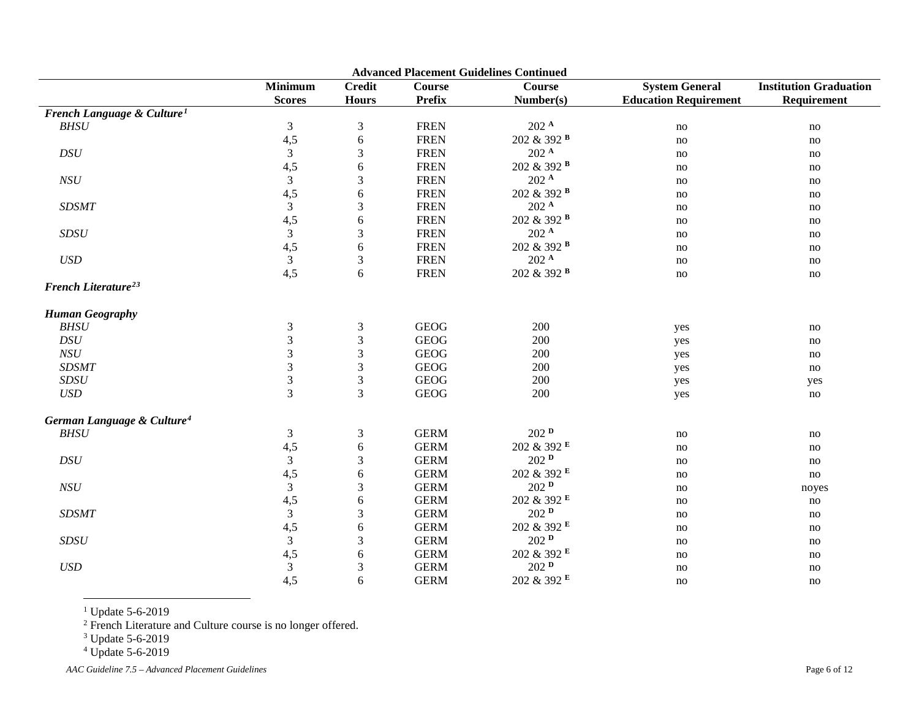**Advanced Placement Guidelines Continued**

| | Minimum Scores | Credit Hours | Course Prefix | Course Number(s) | System General Education Requirement | Institution Graduation Requirement |
|---|---|---|---|---|---|---|
| ***French Language & Culture***[1] | | | | | | |
| *BHSU* | 3 | 3 | FREN | 202 **A** | no | no |
| | 4,5 | 6 | FREN | 202 & 392 **B** | no | no |
| *DSU* | 3 | 3 | FREN | 202 **A** | no | no |
| | 4,5 | 6 | FREN | 202 & 392 **B** | no | no |
| *NSU* | 3 | 3 | FREN | 202 **A** | no | no |
| | 4,5 | 6 | FREN | 202 & 392 **B** | no | no |
| *SDSMT* | 3 | 3 | FREN | 202 **A** | no | no |
| | 4,5 | 6 | FREN | 202 & 392 **B** | no | no |
| *SDSU* | 3 | 3 | FREN | 202 **A** | no | no |
| | 4,5 | 6 | FREN | 202 & 392 **B** | no | no |
| *USD* | 3 | 3 | FREN | 202 **A** | no | no |
| | 4,5 | 6 | FREN | 202 & 392 **B** | no | no |
| ***French Literature***[2,3] | | | | | | |
| ***Human Geography*** | | | | | | |
| *BHSU* | 3 | 3 | GEOG | 200 | yes | no |
| *DSU* | 3 | 3 | GEOG | 200 | yes | no |
| *NSU* | 3 | 3 | GEOG | 200 | yes | no |
| *SDSMT* | 3 | 3 | GEOG | 200 | yes | no |
| *SDSU* | 3 | 3 | GEOG | 200 | yes | yes |
| *USD* | 3 | 3 | GEOG | 200 | yes | no |
| ***German Language & Culture***[4] | | | | | | |
| *BHSU* | 3 | 3 | GERM | 202 **D** | no | no |
| | 4,5 | 6 | GERM | 202 & 392 **E** | no | no |
| *DSU* | 3 | 3 | GERM | 202 **D** | no | no |
| | 4,5 | 6 | GERM | 202 & 392 **E** | no | no |
| *NSU* | 3 | 3 | GERM | 202 **D** | no | noyes |
| | 4,5 | 6 | GERM | 202 & 392 **E** | no | no |
| *SDSMT* | 3 | 3 | GERM | 202 **D** | no | no |
| | 4,5 | 6 | GERM | 202 & 392 **E** | no | no |
| *SDSU* | 3 | 3 | GERM | 202 **D** | no | no |
| | 4,5 | 6 | GERM | 202 & 392 **E** | no | no |
| *USD* | 3 | 3 | GERM | 202 **D** | no | no |
| | 4,5 | 6 | GERM | 202 & 392 **E** | no | no |

[1] Update 5-6-2019

[2] French Literature and Culture course is no longer offered.

[3] Update 5-6-2019

[4] Update 5-6-2019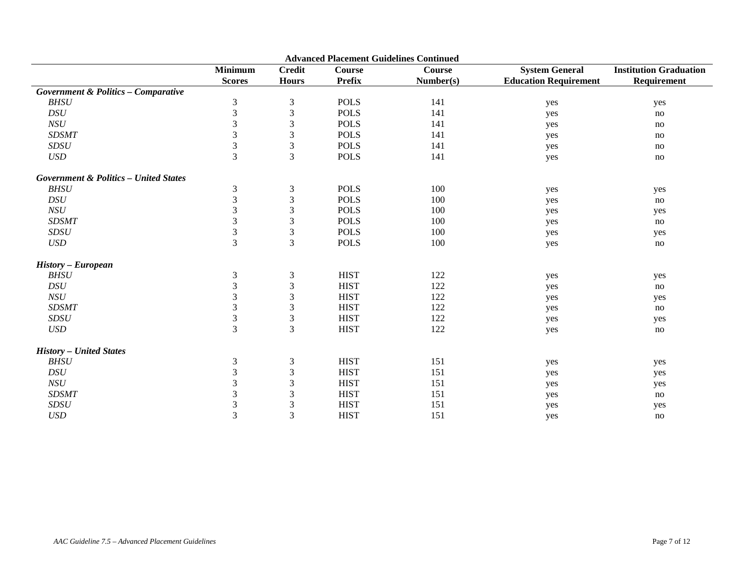**Advanced Placement Guidelines Continued**

| | Minimum Scores | Credit Hours | Course Prefix | Course Number(s) | System General Education Requirement | Institution Graduation Requirement |
|---|---|---|---|---|---|---|
| ***Government & Politics – Comparative*** | | | | | | |
| *BHSU* | 3 | 3 | POLS | 141 | yes | yes |
| *DSU* | 3 | 3 | POLS | 141 | yes | no |
| *NSU* | 3 | 3 | POLS | 141 | yes | no |
| *SDSMT* | 3 | 3 | POLS | 141 | yes | no |
| *SDSU* | 3 | 3 | POLS | 141 | yes | no |
| *USD* | 3 | 3 | POLS | 141 | yes | no |
| ***Government & Politics – United States*** | | | | | | |
| *BHSU* | 3 | 3 | POLS | 100 | yes | yes |
| *DSU* | 3 | 3 | POLS | 100 | yes | no |
| *NSU* | 3 | 3 | POLS | 100 | yes | yes |
| *SDSMT* | 3 | 3 | POLS | 100 | yes | no |
| *SDSU* | 3 | 3 | POLS | 100 | yes | yes |
| *USD* | 3 | 3 | POLS | 100 | yes | no |
| ***History – European*** | | | | | | |
| *BHSU* | 3 | 3 | HIST | 122 | yes | yes |
| *DSU* | 3 | 3 | HIST | 122 | yes | no |
| *NSU* | 3 | 3 | HIST | 122 | yes | yes |
| *SDSMT* | 3 | 3 | HIST | 122 | yes | no |
| *SDSU* | 3 | 3 | HIST | 122 | yes | yes |
| *USD* | 3 | 3 | HIST | 122 | yes | no |
| ***History – United States*** | | | | | | |
| *BHSU* | 3 | 3 | HIST | 151 | yes | yes |
| *DSU* | 3 | 3 | HIST | 151 | yes | yes |
| *NSU* | 3 | 3 | HIST | 151 | yes | yes |
| *SDSMT* | 3 | 3 | HIST | 151 | yes | no |
| *SDSU* | 3 | 3 | HIST | 151 | yes | yes |
| *USD* | 3 | 3 | HIST | 151 | yes | no |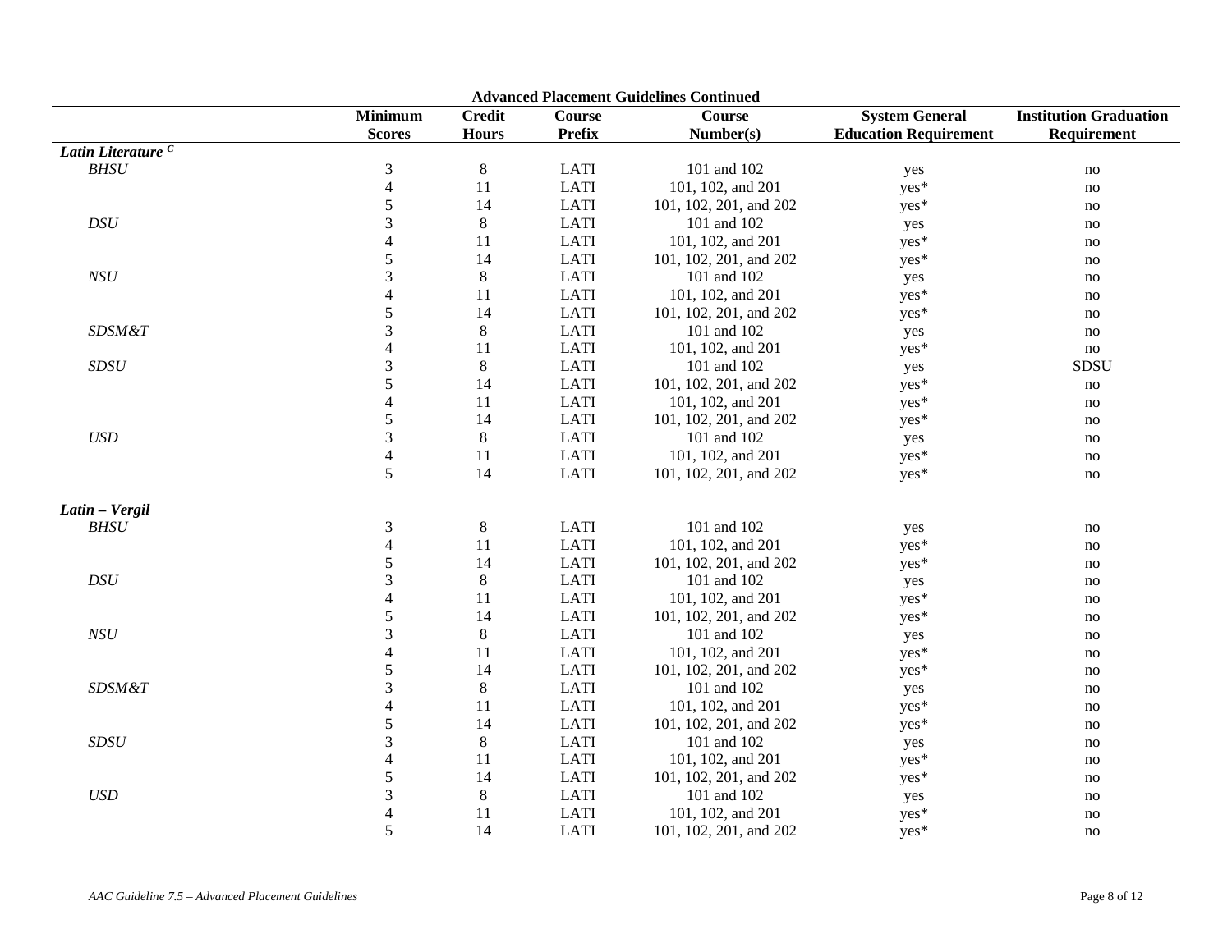**Advanced Placement Guidelines Continued**

| | Minimum Scores | Credit Hours | Course Prefix | Course Number(s) | System General Education Requirement | Institution Graduation Requirement |
|---|---|---|---|---|---|---|
| ***Latin Literature*** [C] | | | | | | |
| *BHSU* | 3 | 8 | LATI | 101 and 102 | yes | no |
| | 4 | 11 | LATI | 101, 102, and 201 | yes* | no |
| | 5 | 14 | LATI | 101, 102, 201, and 202 | yes* | no |
| *DSU* | 3 | 8 | LATI | 101 and 102 | yes | no |
| | 4 | 11 | LATI | 101, 102, and 201 | yes* | no |
| | 5 | 14 | LATI | 101, 102, 201, and 202 | yes* | no |
| *NSU* | 3 | 8 | LATI | 101 and 102 | yes | no |
| | 4 | 11 | LATI | 101, 102, and 201 | yes* | no |
| | 5 | 14 | LATI | 101, 102, 201, and 202 | yes* | no |
| *SDSM&T* | 3 | 8 | LATI | 101 and 102 | yes | no |
| | 4 | 11 | LATI | 101, 102, and 201 | yes* | no |
| *SDSU* | 3 | 8 | LATI | 101 and 102 | yes | SDSU |
| | 5 | 14 | LATI | 101, 102, 201, and 202 | yes* | no |
| | 4 | 11 | LATI | 101, 102, and 201 | yes* | no |
| | 5 | 14 | LATI | 101, 102, 201, and 202 | yes* | no |
| *USD* | 3 | 8 | LATI | 101 and 102 | yes | no |
| | 4 | 11 | LATI | 101, 102, and 201 | yes* | no |
| | 5 | 14 | LATI | 101, 102, 201, and 202 | yes* | no |
| ***Latin – Vergil*** | | | | | | |
| *BHSU* | 3 | 8 | LATI | 101 and 102 | yes | no |
| | 4 | 11 | LATI | 101, 102, and 201 | yes* | no |
| | 5 | 14 | LATI | 101, 102, 201, and 202 | yes* | no |
| *DSU* | 3 | 8 | LATI | 101 and 102 | yes | no |
| | 4 | 11 | LATI | 101, 102, and 201 | yes* | no |
| | 5 | 14 | LATI | 101, 102, 201, and 202 | yes* | no |
| *NSU* | 3 | 8 | LATI | 101 and 102 | yes | no |
| | 4 | 11 | LATI | 101, 102, and 201 | yes* | no |
| | 5 | 14 | LATI | 101, 102, 201, and 202 | yes* | no |
| *SDSM&T* | 3 | 8 | LATI | 101 and 102 | yes | no |
| | 4 | 11 | LATI | 101, 102, and 201 | yes* | no |
| | 5 | 14 | LATI | 101, 102, 201, and 202 | yes* | no |
| *SDSU* | 3 | 8 | LATI | 101 and 102 | yes | no |
| | 4 | 11 | LATI | 101, 102, and 201 | yes* | no |
| | 5 | 14 | LATI | 101, 102, 201, and 202 | yes* | no |
| *USD* | 3 | 8 | LATI | 101 and 102 | yes | no |
| | 4 | 11 | LATI | 101, 102, and 201 | yes* | no |
| | 5 | 14 | LATI | 101, 102, 201, and 202 | yes* | no |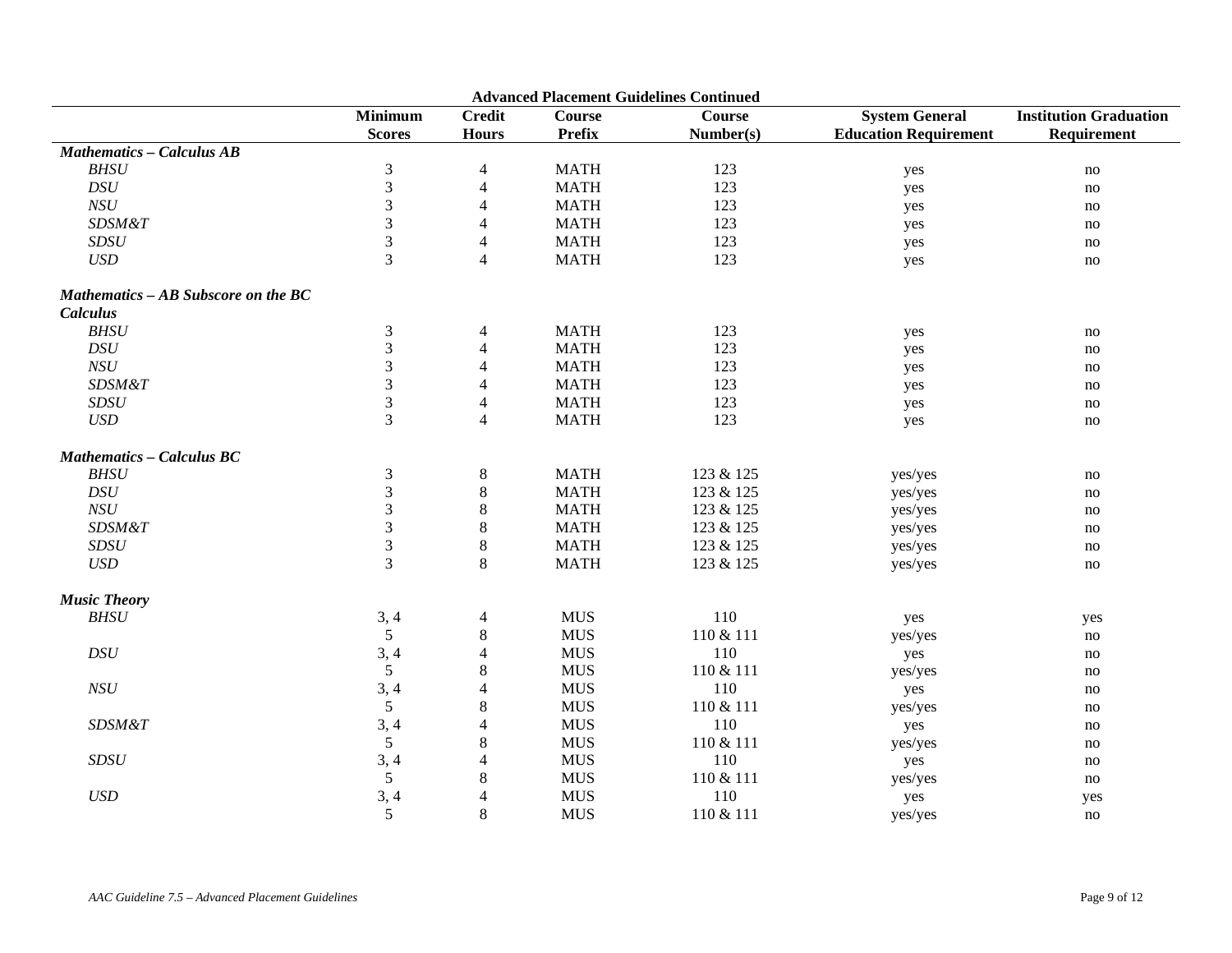**Advanced Placement Guidelines Continued**

| | Minimum Scores | Credit Hours | Course Prefix | Course Number(s) | System General Education Requirement | Institution Graduation Requirement |
|---|---|---|---|---|---|---|
| ***Mathematics – Calculus AB*** | | | | | | |
| *BHSU* | 3 | 4 | MATH | 123 | yes | no |
| *DSU* | 3 | 4 | MATH | 123 | yes | no |
| *NSU* | 3 | 4 | MATH | 123 | yes | no |
| *SDSM&T* | 3 | 4 | MATH | 123 | yes | no |
| *SDSU* | 3 | 4 | MATH | 123 | yes | no |
| *USD* | 3 | 4 | MATH | 123 | yes | no |
| ***Mathematics – AB Subscore on the BC Calculus*** | | | | | | |
| *BHSU* | 3 | 4 | MATH | 123 | yes | no |
| *DSU* | 3 | 4 | MATH | 123 | yes | no |
| *NSU* | 3 | 4 | MATH | 123 | yes | no |
| *SDSM&T* | 3 | 4 | MATH | 123 | yes | no |
| *SDSU* | 3 | 4 | MATH | 123 | yes | no |
| *USD* | 3 | 4 | MATH | 123 | yes | no |
| ***Mathematics – Calculus BC*** | | | | | | |
| *BHSU* | 3 | 8 | MATH | 123 & 125 | yes/yes | no |
| *DSU* | 3 | 8 | MATH | 123 & 125 | yes/yes | no |
| *NSU* | 3 | 8 | MATH | 123 & 125 | yes/yes | no |
| *SDSM&T* | 3 | 8 | MATH | 123 & 125 | yes/yes | no |
| *SDSU* | 3 | 8 | MATH | 123 & 125 | yes/yes | no |
| *USD* | 3 | 8 | MATH | 123 & 125 | yes/yes | no |
| ***Music Theory*** | | | | | | |
| *BHSU* | 3, 4 | 4 | MUS | 110 | yes | yes |
| | 5 | 8 | MUS | 110 & 111 | yes/yes | no |
| *DSU* | 3, 4 | 4 | MUS | 110 | yes | no |
| | 5 | 8 | MUS | 110 & 111 | yes/yes | no |
| *NSU* | 3, 4 | 4 | MUS | 110 | yes | no |
| | 5 | 8 | MUS | 110 & 111 | yes/yes | no |
| *SDSM&T* | 3, 4 | 4 | MUS | 110 | yes | no |
| | 5 | 8 | MUS | 110 & 111 | yes/yes | no |
| *SDSU* | 3, 4 | 4 | MUS | 110 | yes | no |
| | 5 | 8 | MUS | 110 & 111 | yes/yes | no |
| *USD* | 3, 4 | 4 | MUS | 110 | yes | yes |
| | 5 | 8 | MUS | 110 & 111 | yes/yes | no |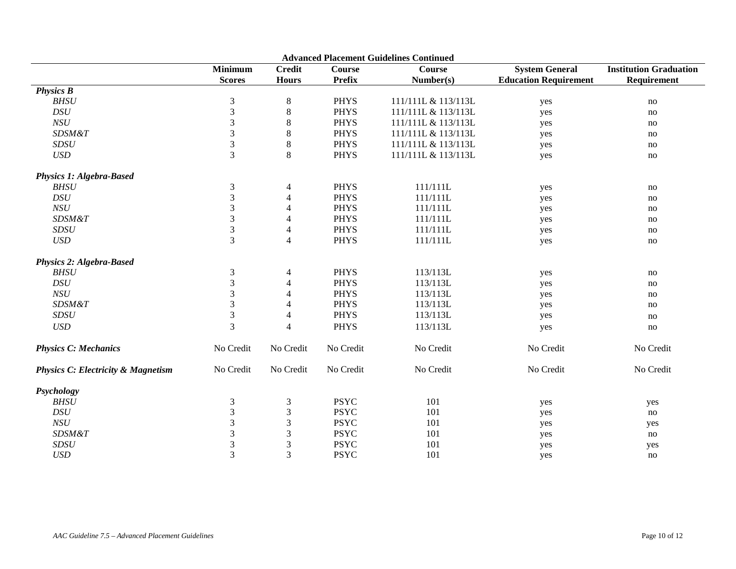**Advanced Placement Guidelines Continued**

| | Minimum Scores | Credit Hours | Course Prefix | Course Number(s) | System General Education Requirement | Institution Graduation Requirement |
|---|---|---|---|---|---|---|
| ***Physics B*** | | | | | | |
| *BHSU* | 3 | 8 | PHYS | 111/111L & 113/113L | yes | no |
| *DSU* | 3 | 8 | PHYS | 111/111L & 113/113L | yes | no |
| *NSU* | 3 | 8 | PHYS | 111/111L & 113/113L | yes | no |
| *SDSM&T* | 3 | 8 | PHYS | 111/111L & 113/113L | yes | no |
| *SDSU* | 3 | 8 | PHYS | 111/111L & 113/113L | yes | no |
| *USD* | 3 | 8 | PHYS | 111/111L & 113/113L | yes | no |
| ***Physics 1: Algebra-Based*** | | | | | | |
| *BHSU* | 3 | 4 | PHYS | 111/111L | yes | no |
| *DSU* | 3 | 4 | PHYS | 111/111L | yes | no |
| *NSU* | 3 | 4 | PHYS | 111/111L | yes | no |
| *SDSM&T* | 3 | 4 | PHYS | 111/111L | yes | no |
| *SDSU* | 3 | 4 | PHYS | 111/111L | yes | no |
| *USD* | 3 | 4 | PHYS | 111/111L | yes | no |
| ***Physics 2: Algebra-Based*** | | | | | | |
| *BHSU* | 3 | 4 | PHYS | 113/113L | yes | no |
| *DSU* | 3 | 4 | PHYS | 113/113L | yes | no |
| *NSU* | 3 | 4 | PHYS | 113/113L | yes | no |
| *SDSM&T* | 3 | 4 | PHYS | 113/113L | yes | no |
| *SDSU* | 3 | 4 | PHYS | 113/113L | yes | no |
| *USD* | 3 | 4 | PHYS | 113/113L | yes | no |
| ***Physics C: Mechanics*** | No Credit | No Credit | No Credit | No Credit | No Credit | No Credit |
| ***Physics C: Electricity & Magnetism*** | No Credit | No Credit | No Credit | No Credit | No Credit | No Credit |
| ***Psychology*** | | | | | | |
| *BHSU* | 3 | 3 | PSYC | 101 | yes | yes |
| *DSU* | 3 | 3 | PSYC | 101 | yes | no |
| *NSU* | 3 | 3 | PSYC | 101 | yes | yes |
| *SDSM&T* | 3 | 3 | PSYC | 101 | yes | no |
| *SDSU* | 3 | 3 | PSYC | 101 | yes | yes |
| *USD* | 3 | 3 | PSYC | 101 | yes | no |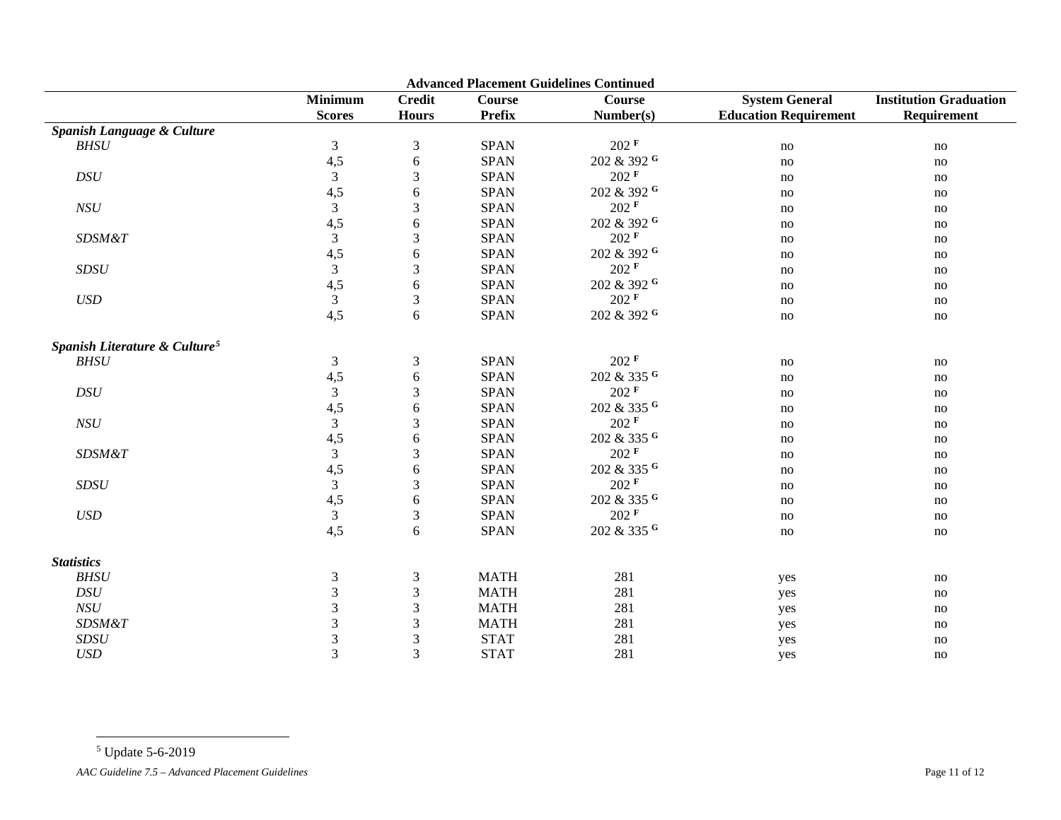**Advanced Placement Guidelines Continued**

| | Minimum Scores | Credit Hours | Course Prefix | Course Number(s) | System General Education Requirement | Institution Graduation Requirement |
|---|---|---|---|---|---|---|
| ***Spanish Language & Culture*** | | | | | | |
| *BHSU* | 3 | 3 | SPAN | 202 [F] | no | no |
| | 4,5 | 6 | SPAN | 202 & 392 [G] | no | no |
| *DSU* | 3 | 3 | SPAN | 202 [F] | no | no |
| | 4,5 | 6 | SPAN | 202 & 392 [G] | no | no |
| *NSU* | 3 | 3 | SPAN | 202 [F] | no | no |
| | 4,5 | 6 | SPAN | 202 & 392 [G] | no | no |
| *SDSM&T* | 3 | 3 | SPAN | 202 [F] | no | no |
| | 4,5 | 6 | SPAN | 202 & 392 [G] | no | no |
| *SDSU* | 3 | 3 | SPAN | 202 [F] | no | no |
| | 4,5 | 6 | SPAN | 202 & 392 [G] | no | no |
| *USD* | 3 | 3 | SPAN | 202 [F] | no | no |
| | 4,5 | 6 | SPAN | 202 & 392 [G] | no | no |
| ***Spanish Literature & Culture[5]*** | | | | | | |
| *BHSU* | 3 | 3 | SPAN | 202 [F] | no | no |
| | 4,5 | 6 | SPAN | 202 & 335 [G] | no | no |
| *DSU* | 3 | 3 | SPAN | 202 [F] | no | no |
| | 4,5 | 6 | SPAN | 202 & 335 [G] | no | no |
| *NSU* | 3 | 3 | SPAN | 202 [F] | no | no |
| | 4,5 | 6 | SPAN | 202 & 335 [G] | no | no |
| *SDSM&T* | 3 | 3 | SPAN | 202 [F] | no | no |
| | 4,5 | 6 | SPAN | 202 & 335 [G] | no | no |
| *SDSU* | 3 | 3 | SPAN | 202 [F] | no | no |
| | 4,5 | 6 | SPAN | 202 & 335 [G] | no | no |
| *USD* | 3 | 3 | SPAN | 202 [F] | no | no |
| | 4,5 | 6 | SPAN | 202 & 335 [G] | no | no |
| ***Statistics*** | | | | | | |
| *BHSU* | 3 | 3 | MATH | 281 | yes | no |
| *DSU* | 3 | 3 | MATH | 281 | yes | no |
| *NSU* | 3 | 3 | MATH | 281 | yes | no |
| *SDSM&T* | 3 | 3 | MATH | 281 | yes | no |
| *SDSU* | 3 | 3 | STAT | 281 | yes | no |
| *USD* | 3 | 3 | STAT | 281 | yes | no |

[5] Update 5-6-2019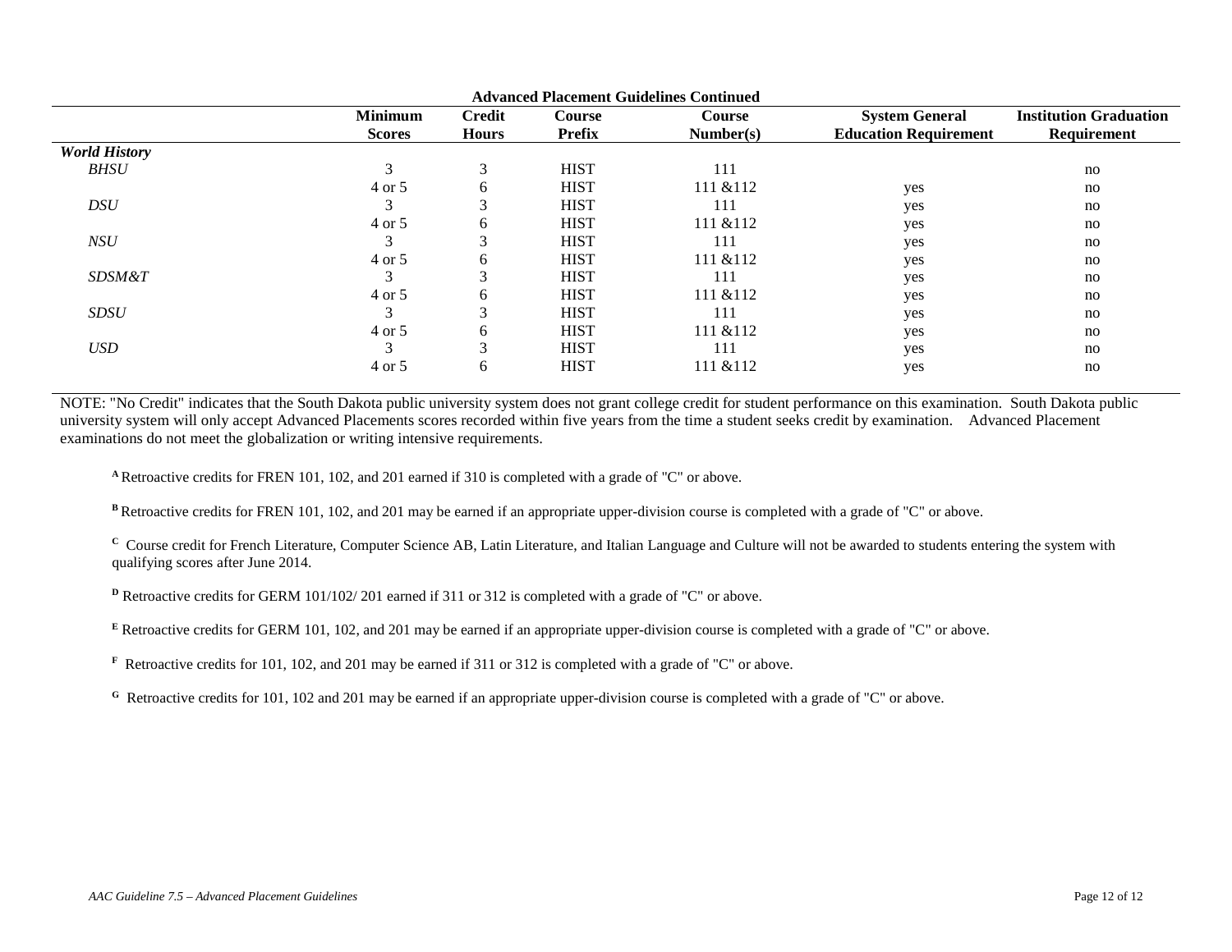**Advanced Placement Guidelines Continued**

| | Minimum Scores | Credit Hours | Course Prefix | Course Number(s) | System General Education Requirement | Institution Graduation Requirement |
|---|---|---|---|---|---|---|
| ***World History*** | | | | | | |
| *BHSU* | 3 | 3 | HIST | 111 | | no |
| | 4 or 5 | 6 | HIST | 111 &112 | yes | no |
| *DSU* | 3 | 3 | HIST | 111 | yes | no |
| | 4 or 5 | 6 | HIST | 111 &112 | yes | no |
| *NSU* | 3 | 3 | HIST | 111 | yes | no |
| | 4 or 5 | 6 | HIST | 111 &112 | yes | no |
| *SDSM&T* | 3 | 3 | HIST | 111 | yes | no |
| | 4 or 5 | 6 | HIST | 111 &112 | yes | no |
| *SDSU* | 3 | 3 | HIST | 111 | yes | no |
| | 4 or 5 | 6 | HIST | 111 &112 | yes | no |
| *USD* | 3 | 3 | HIST | 111 | yes | no |
| | 4 or 5 | 6 | HIST | 111 &112 | yes | no |

NOTE: "No Credit" indicates that the South Dakota public university system does not grant college credit for student performance on this examination. South Dakota public university system will only accept Advanced Placements scores recorded within five years from the time a student seeks credit by examination. Advanced Placement examinations do not meet the globalization or writing intensive requirements.

[A] Retroactive credits for FREN 101, 102, and 201 earned if 310 is completed with a grade of "C" or above.

[B] Retroactive credits for FREN 101, 102, and 201 may be earned if an appropriate upper-division course is completed with a grade of "C" or above.

[C] Course credit for French Literature, Computer Science AB, Latin Literature, and Italian Language and Culture will not be awarded to students entering the system with qualifying scores after June 2014.

[D] Retroactive credits for GERM 101/102/ 201 earned if 311 or 312 is completed with a grade of "C" or above.

[E] Retroactive credits for GERM 101, 102, and 201 may be earned if an appropriate upper-division course is completed with a grade of "C" or above.

[F] Retroactive credits for 101, 102, and 201 may be earned if 311 or 312 is completed with a grade of "C" or above.

[G] Retroactive credits for 101, 102 and 201 may be earned if an appropriate upper-division course is completed with a grade of "C" or above.